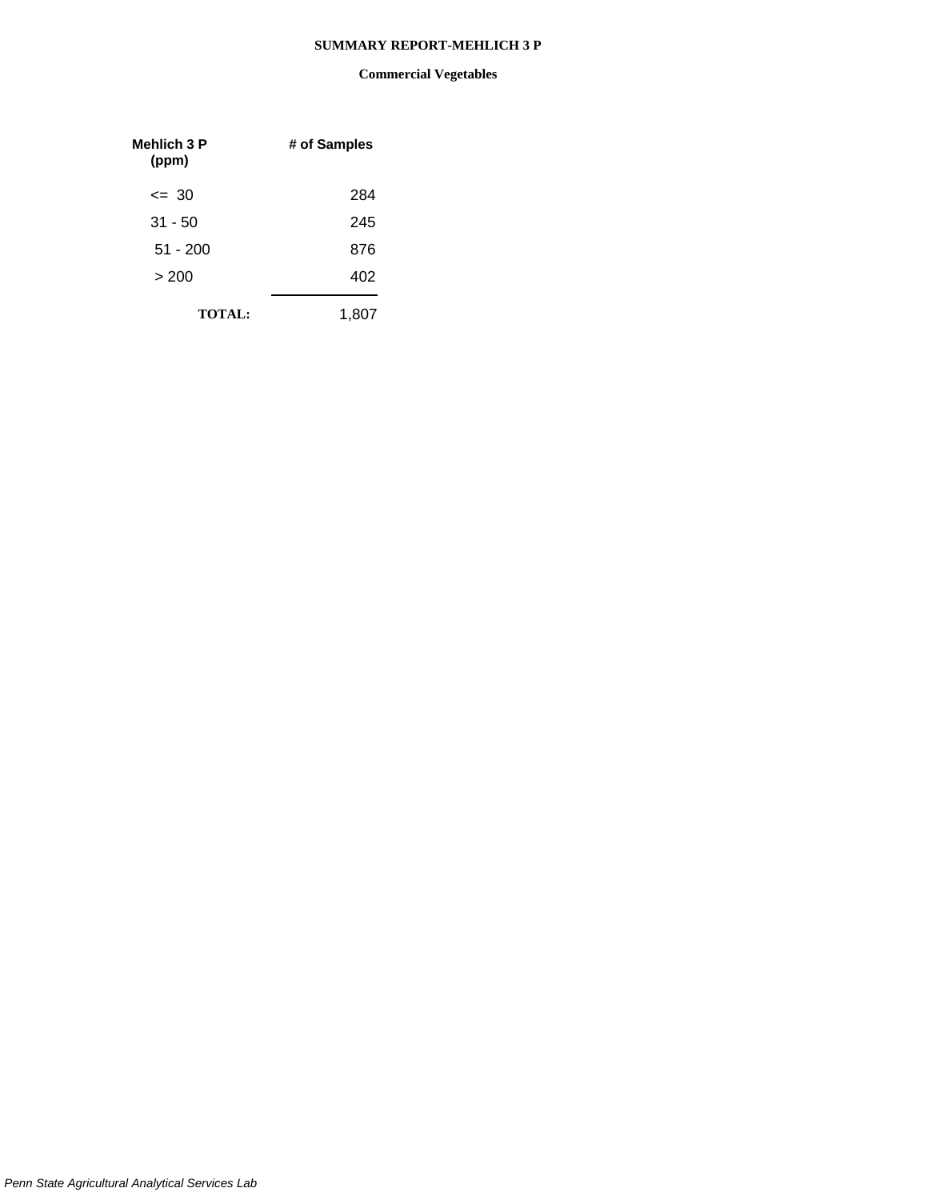# SUMMARY REPORT-MEHLICH 3 P

## Commercial Vegetables

| Mehlich 3 P (ppm) | # of Samples |
|---|---|
| <= 30 | 284 |
| 31 - 50 | 245 |
| 51 - 200 | 876 |
| > 200 | 402 |
| **TOTAL:** | 1,807 |

*Penn State Agricultural Analytical Services Lab*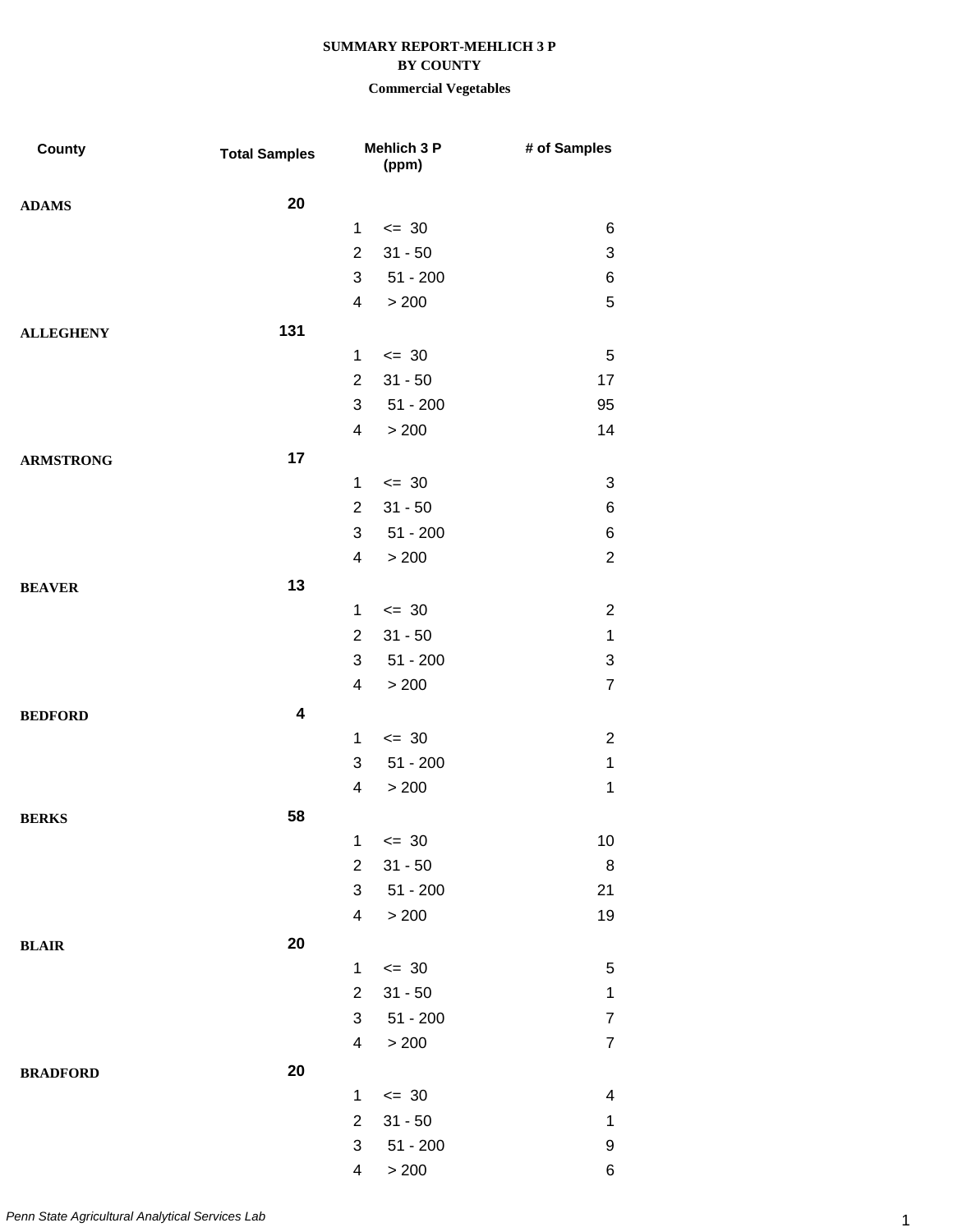**SUMMARY REPORT-MEHLICH 3 P**
**BY COUNTY**
**Commercial Vegetables**

| County | Total Samples | Mehlich 3 P (ppm) | | # of Samples |
|---|---|---|---|---|
| **ADAMS** | **20** | | | |
| | | 1 | <= 30 | 6 |
| | | 2 | 31 - 50 | 3 |
| | | 3 | 51 - 200 | 6 |
| | | 4 | > 200 | 5 |
| **ALLEGHENY** | **131** | | | |
| | | 1 | <= 30 | 5 |
| | | 2 | 31 - 50 | 17 |
| | | 3 | 51 - 200 | 95 |
| | | 4 | > 200 | 14 |
| **ARMSTRONG** | **17** | | | |
| | | 1 | <= 30 | 3 |
| | | 2 | 31 - 50 | 6 |
| | | 3 | 51 - 200 | 6 |
| | | 4 | > 200 | 2 |
| **BEAVER** | **13** | | | |
| | | 1 | <= 30 | 2 |
| | | 2 | 31 - 50 | 1 |
| | | 3 | 51 - 200 | 3 |
| | | 4 | > 200 | 7 |
| **BEDFORD** | **4** | | | |
| | | 1 | <= 30 | 2 |
| | | 3 | 51 - 200 | 1 |
| | | 4 | > 200 | 1 |
| **BERKS** | **58** | | | |
| | | 1 | <= 30 | 10 |
| | | 2 | 31 - 50 | 8 |
| | | 3 | 51 - 200 | 21 |
| | | 4 | > 200 | 19 |
| **BLAIR** | **20** | | | |
| | | 1 | <= 30 | 5 |
| | | 2 | 31 - 50 | 1 |
| | | 3 | 51 - 200 | 7 |
| | | 4 | > 200 | 7 |
| **BRADFORD** | **20** | | | |
| | | 1 | <= 30 | 4 |
| | | 2 | 31 - 50 | 1 |
| | | 3 | 51 - 200 | 9 |
| | | 4 | > 200 | 6 |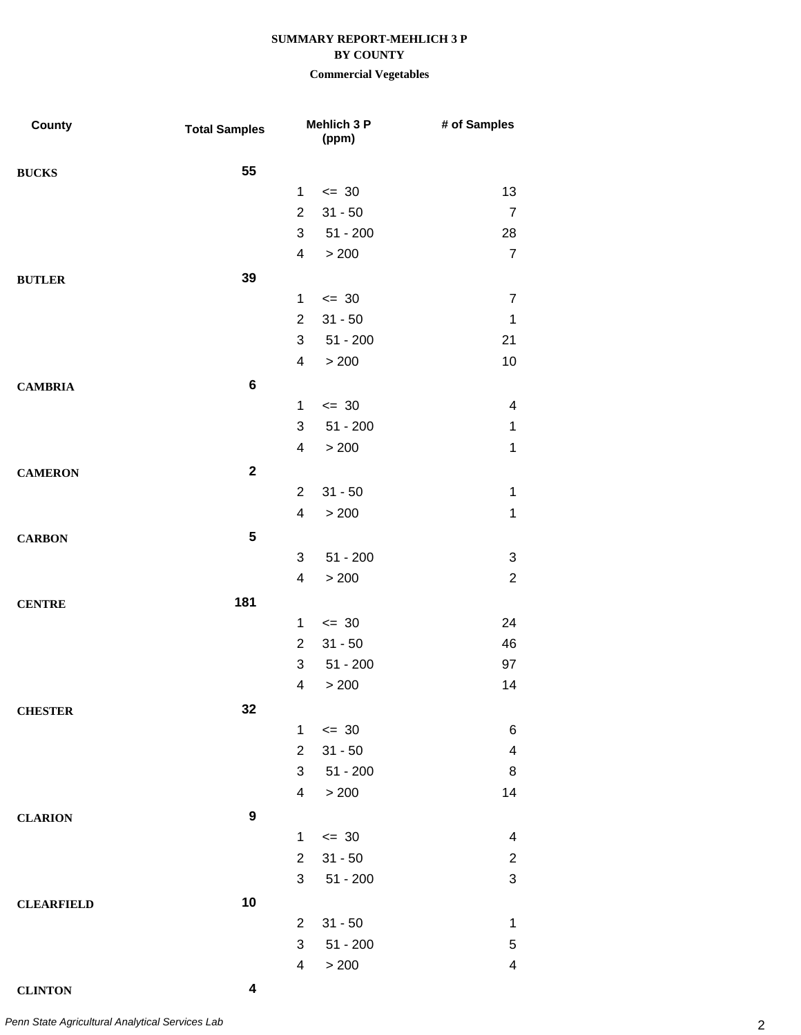**SUMMARY REPORT-MEHLICH 3 P**
**BY COUNTY**
**Commercial Vegetables**

| County | Total Samples | | Mehlich 3 P (ppm) | # of Samples |
|---|---|---|---|---|
| **BUCKS** | **55** | | | |
| | | 1 | <= 30 | 13 |
| | | 2 | 31 - 50 | 7 |
| | | 3 | 51 - 200 | 28 |
| | | 4 | > 200 | 7 |
| **BUTLER** | **39** | | | |
| | | 1 | <= 30 | 7 |
| | | 2 | 31 - 50 | 1 |
| | | 3 | 51 - 200 | 21 |
| | | 4 | > 200 | 10 |
| **CAMBRIA** | **6** | | | |
| | | 1 | <= 30 | 4 |
| | | 3 | 51 - 200 | 1 |
| | | 4 | > 200 | 1 |
| **CAMERON** | **2** | | | |
| | | 2 | 31 - 50 | 1 |
| | | 4 | > 200 | 1 |
| **CARBON** | **5** | | | |
| | | 3 | 51 - 200 | 3 |
| | | 4 | > 200 | 2 |
| **CENTRE** | **181** | | | |
| | | 1 | <= 30 | 24 |
| | | 2 | 31 - 50 | 46 |
| | | 3 | 51 - 200 | 97 |
| | | 4 | > 200 | 14 |
| **CHESTER** | **32** | | | |
| | | 1 | <= 30 | 6 |
| | | 2 | 31 - 50 | 4 |
| | | 3 | 51 - 200 | 8 |
| | | 4 | > 200 | 14 |
| **CLARION** | **9** | | | |
| | | 1 | <= 30 | 4 |
| | | 2 | 31 - 50 | 2 |
| | | 3 | 51 - 200 | 3 |
| **CLEARFIELD** | **10** | | | |
| | | 2 | 31 - 50 | 1 |
| | | 3 | 51 - 200 | 5 |
| | | 4 | > 200 | 4 |
| **CLINTON** | **4** | | | |

*Penn State Agricultural Analytical Services Lab*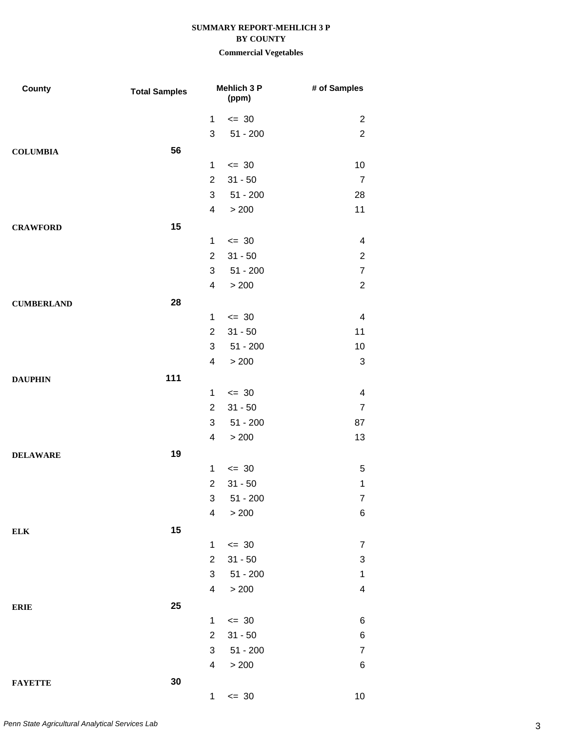**SUMMARY REPORT-MEHLICH 3 P**
**BY COUNTY**
**Commercial Vegetables**

| County | Total Samples | Mehlich 3 P (ppm) | | # of Samples |
|---|---|---|---|---|
| | | 1 | <= 30 | 2 |
| | | 3 | 51 - 200 | 2 |
| **COLUMBIA** | **56** | | | |
| | | 1 | <= 30 | 10 |
| | | 2 | 31 - 50 | 7 |
| | | 3 | 51 - 200 | 28 |
| | | 4 | > 200 | 11 |
| **CRAWFORD** | **15** | | | |
| | | 1 | <= 30 | 4 |
| | | 2 | 31 - 50 | 2 |
| | | 3 | 51 - 200 | 7 |
| | | 4 | > 200 | 2 |
| **CUMBERLAND** | **28** | | | |
| | | 1 | <= 30 | 4 |
| | | 2 | 31 - 50 | 11 |
| | | 3 | 51 - 200 | 10 |
| | | 4 | > 200 | 3 |
| **DAUPHIN** | **111** | | | |
| | | 1 | <= 30 | 4 |
| | | 2 | 31 - 50 | 7 |
| | | 3 | 51 - 200 | 87 |
| | | 4 | > 200 | 13 |
| **DELAWARE** | **19** | | | |
| | | 1 | <= 30 | 5 |
| | | 2 | 31 - 50 | 1 |
| | | 3 | 51 - 200 | 7 |
| | | 4 | > 200 | 6 |
| **ELK** | **15** | | | |
| | | 1 | <= 30 | 7 |
| | | 2 | 31 - 50 | 3 |
| | | 3 | 51 - 200 | 1 |
| | | 4 | > 200 | 4 |
| **ERIE** | **25** | | | |
| | | 1 | <= 30 | 6 |
| | | 2 | 31 - 50 | 6 |
| | | 3 | 51 - 200 | 7 |
| | | 4 | > 200 | 6 |
| **FAYETTE** | **30** | | | |
| | | 1 | <= 30 | 10 |

*Penn State Agricultural Analytical Services Lab*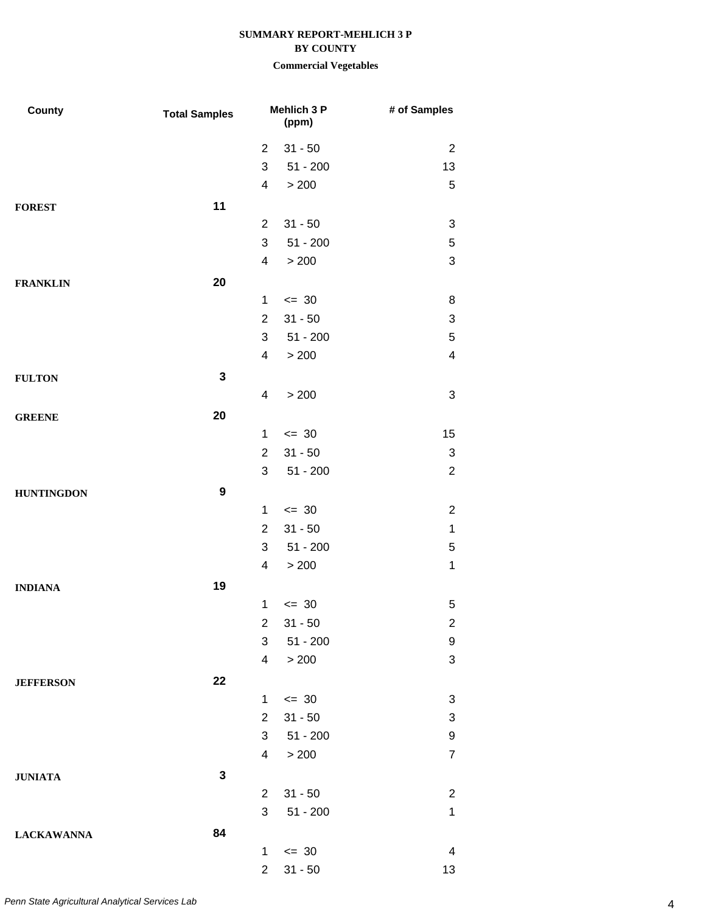**SUMMARY REPORT-MEHLICH 3 P**
**BY COUNTY**
**Commercial Vegetables**

| County | Total Samples | Mehlich 3 P (ppm) | | # of Samples |
|---|---|---|---|---|
| | | 2 | 31 - 50 | 2 |
| | | 3 | 51 - 200 | 13 |
| | | 4 | > 200 | 5 |
| **FOREST** | **11** | | | |
| | | 2 | 31 - 50 | 3 |
| | | 3 | 51 - 200 | 5 |
| | | 4 | > 200 | 3 |
| **FRANKLIN** | **20** | | | |
| | | 1 | <= 30 | 8 |
| | | 2 | 31 - 50 | 3 |
| | | 3 | 51 - 200 | 5 |
| | | 4 | > 200 | 4 |
| **FULTON** | **3** | | | |
| | | 4 | > 200 | 3 |
| **GREENE** | **20** | | | |
| | | 1 | <= 30 | 15 |
| | | 2 | 31 - 50 | 3 |
| | | 3 | 51 - 200 | 2 |
| **HUNTINGDON** | **9** | | | |
| | | 1 | <= 30 | 2 |
| | | 2 | 31 - 50 | 1 |
| | | 3 | 51 - 200 | 5 |
| | | 4 | > 200 | 1 |
| **INDIANA** | **19** | | | |
| | | 1 | <= 30 | 5 |
| | | 2 | 31 - 50 | 2 |
| | | 3 | 51 - 200 | 9 |
| | | 4 | > 200 | 3 |
| **JEFFERSON** | **22** | | | |
| | | 1 | <= 30 | 3 |
| | | 2 | 31 - 50 | 3 |
| | | 3 | 51 - 200 | 9 |
| | | 4 | > 200 | 7 |
| **JUNIATA** | **3** | | | |
| | | 2 | 31 - 50 | 2 |
| | | 3 | 51 - 200 | 1 |
| **LACKAWANNA** | **84** | | | |
| | | 1 | <= 30 | 4 |
| | | 2 | 31 - 50 | 13 |

*Penn State Agricultural Analytical Services Lab*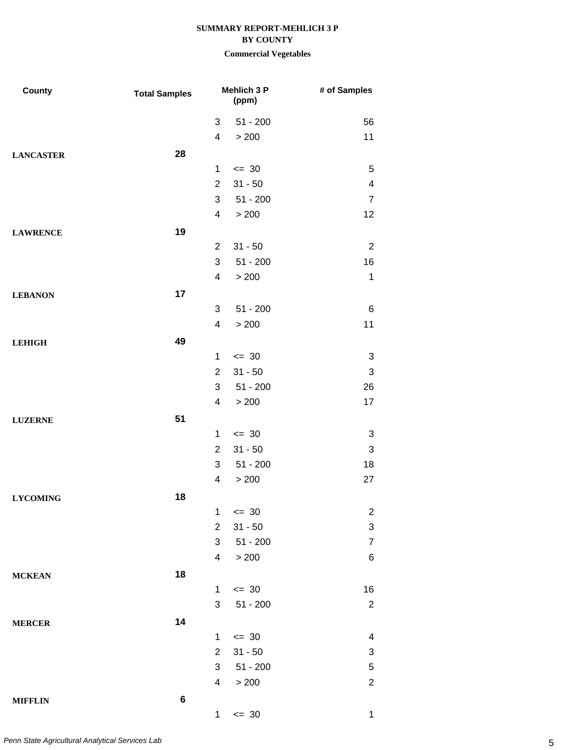**SUMMARY REPORT-MEHLICH 3 P**
**BY COUNTY**
**Commercial Vegetables**

| County | Total Samples | Mehlich 3 P (ppm) | | # of Samples |
|---|---|---|---|---|
| | | 3 | 51 - 200 | 56 |
| | | 4 | > 200 | 11 |
| **LANCASTER** | **28** | | | |
| | | 1 | <= 30 | 5 |
| | | 2 | 31 - 50 | 4 |
| | | 3 | 51 - 200 | 7 |
| | | 4 | > 200 | 12 |
| **LAWRENCE** | **19** | | | |
| | | 2 | 31 - 50 | 2 |
| | | 3 | 51 - 200 | 16 |
| | | 4 | > 200 | 1 |
| **LEBANON** | **17** | | | |
| | | 3 | 51 - 200 | 6 |
| | | 4 | > 200 | 11 |
| **LEHIGH** | **49** | | | |
| | | 1 | <= 30 | 3 |
| | | 2 | 31 - 50 | 3 |
| | | 3 | 51 - 200 | 26 |
| | | 4 | > 200 | 17 |
| **LUZERNE** | **51** | | | |
| | | 1 | <= 30 | 3 |
| | | 2 | 31 - 50 | 3 |
| | | 3 | 51 - 200 | 18 |
| | | 4 | > 200 | 27 |
| **LYCOMING** | **18** | | | |
| | | 1 | <= 30 | 2 |
| | | 2 | 31 - 50 | 3 |
| | | 3 | 51 - 200 | 7 |
| | | 4 | > 200 | 6 |
| **MCKEAN** | **18** | | | |
| | | 1 | <= 30 | 16 |
| | | 3 | 51 - 200 | 2 |
| **MERCER** | **14** | | | |
| | | 1 | <= 30 | 4 |
| | | 2 | 31 - 50 | 3 |
| | | 3 | 51 - 200 | 5 |
| | | 4 | > 200 | 2 |
| **MIFFLIN** | **6** | | | |
| | | 1 | <= 30 | 1 |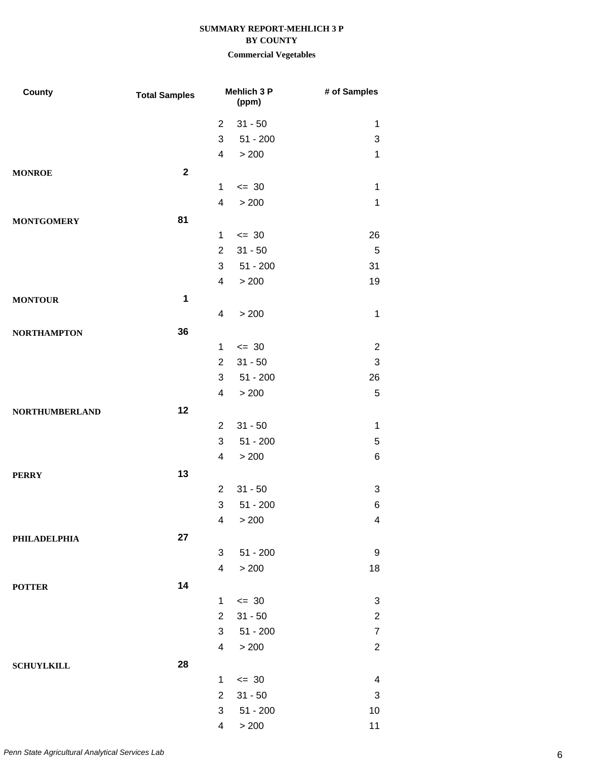**SUMMARY REPORT-MEHLICH 3 P**
**BY COUNTY**
**Commercial Vegetables**

| County | Total Samples | Mehlich 3 P (ppm) | | # of Samples |
|---|---|---|---|---|
| | | 2 | 31 - 50 | 1 |
| | | 3 | 51 - 200 | 3 |
| | | 4 | > 200 | 1 |
| **MONROE** | **2** | | | |
| | | 1 | <= 30 | 1 |
| | | 4 | > 200 | 1 |
| **MONTGOMERY** | **81** | | | |
| | | 1 | <= 30 | 26 |
| | | 2 | 31 - 50 | 5 |
| | | 3 | 51 - 200 | 31 |
| | | 4 | > 200 | 19 |
| **MONTOUR** | **1** | | | |
| | | 4 | > 200 | 1 |
| **NORTHAMPTON** | **36** | | | |
| | | 1 | <= 30 | 2 |
| | | 2 | 31 - 50 | 3 |
| | | 3 | 51 - 200 | 26 |
| | | 4 | > 200 | 5 |
| **NORTHUMBERLAND** | **12** | | | |
| | | 2 | 31 - 50 | 1 |
| | | 3 | 51 - 200 | 5 |
| | | 4 | > 200 | 6 |
| **PERRY** | **13** | | | |
| | | 2 | 31 - 50 | 3 |
| | | 3 | 51 - 200 | 6 |
| | | 4 | > 200 | 4 |
| **PHILADELPHIA** | **27** | | | |
| | | 3 | 51 - 200 | 9 |
| | | 4 | > 200 | 18 |
| **POTTER** | **14** | | | |
| | | 1 | <= 30 | 3 |
| | | 2 | 31 - 50 | 2 |
| | | 3 | 51 - 200 | 7 |
| | | 4 | > 200 | 2 |
| **SCHUYLKILL** | **28** | | | |
| | | 1 | <= 30 | 4 |
| | | 2 | 31 - 50 | 3 |
| | | 3 | 51 - 200 | 10 |
| | | 4 | > 200 | 11 |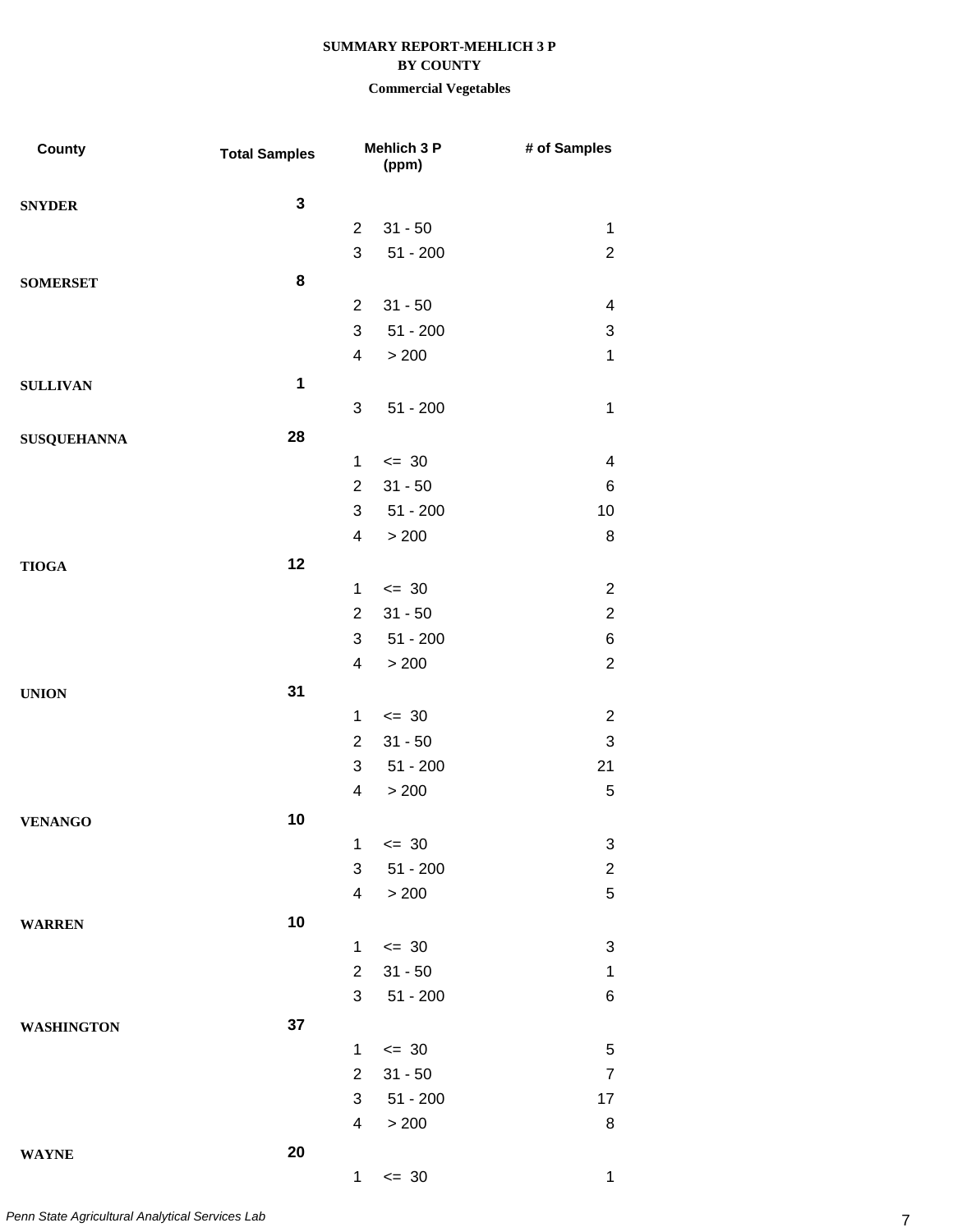**SUMMARY REPORT-MEHLICH 3 P**
**BY COUNTY**
**Commercial Vegetables**

| County | Total Samples | Mehlich 3 P (ppm) | | # of Samples |
|---|---|---|---|---|
| **SNYDER** | **3** | | | |
| | | 2 | 31 - 50 | 1 |
| | | 3 | 51 - 200 | 2 |
| **SOMERSET** | **8** | | | |
| | | 2 | 31 - 50 | 4 |
| | | 3 | 51 - 200 | 3 |
| | | 4 | > 200 | 1 |
| **SULLIVAN** | **1** | | | |
| | | 3 | 51 - 200 | 1 |
| **SUSQUEHANNA** | **28** | | | |
| | | 1 | <= 30 | 4 |
| | | 2 | 31 - 50 | 6 |
| | | 3 | 51 - 200 | 10 |
| | | 4 | > 200 | 8 |
| **TIOGA** | **12** | | | |
| | | 1 | <= 30 | 2 |
| | | 2 | 31 - 50 | 2 |
| | | 3 | 51 - 200 | 6 |
| | | 4 | > 200 | 2 |
| **UNION** | **31** | | | |
| | | 1 | <= 30 | 2 |
| | | 2 | 31 - 50 | 3 |
| | | 3 | 51 - 200 | 21 |
| | | 4 | > 200 | 5 |
| **VENANGO** | **10** | | | |
| | | 1 | <= 30 | 3 |
| | | 3 | 51 - 200 | 2 |
| | | 4 | > 200 | 5 |
| **WARREN** | **10** | | | |
| | | 1 | <= 30 | 3 |
| | | 2 | 31 - 50 | 1 |
| | | 3 | 51 - 200 | 6 |
| **WASHINGTON** | **37** | | | |
| | | 1 | <= 30 | 5 |
| | | 2 | 31 - 50 | 7 |
| | | 3 | 51 - 200 | 17 |
| | | 4 | > 200 | 8 |
| **WAYNE** | **20** | | | |
| | | 1 | <= 30 | 1 |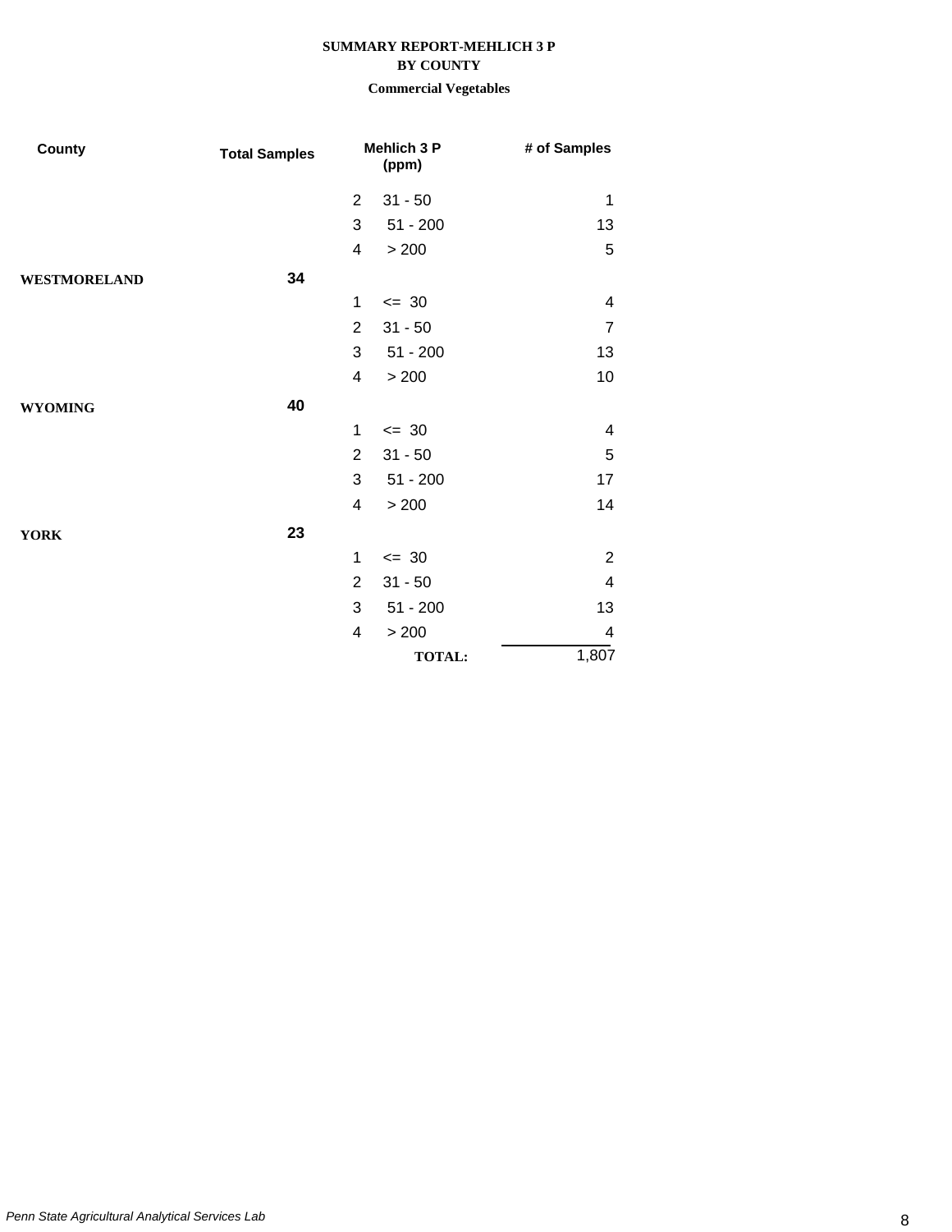**SUMMARY REPORT-MEHLICH 3 P**
**BY COUNTY**
**Commercial Vegetables**

| County | Total Samples | | Mehlich 3 P (ppm) | # of Samples |
|---|---|---|---|---|
| | | 2 | 31 - 50 | 1 |
| | | 3 | 51 - 200 | 13 |
| | | 4 | > 200 | 5 |
| **WESTMORELAND** | **34** | | | |
| | | 1 | <= 30 | 4 |
| | | 2 | 31 - 50 | 7 |
| | | 3 | 51 - 200 | 13 |
| | | 4 | > 200 | 10 |
| **WYOMING** | **40** | | | |
| | | 1 | <= 30 | 4 |
| | | 2 | 31 - 50 | 5 |
| | | 3 | 51 - 200 | 17 |
| | | 4 | > 200 | 14 |
| **YORK** | **23** | | | |
| | | 1 | <= 30 | 2 |
| | | 2 | 31 - 50 | 4 |
| | | 3 | 51 - 200 | 13 |
| | | 4 | > 200 | 4 |
| | | | **TOTAL:** | 1,807 |

*Penn State Agricultural Analytical Services Lab*